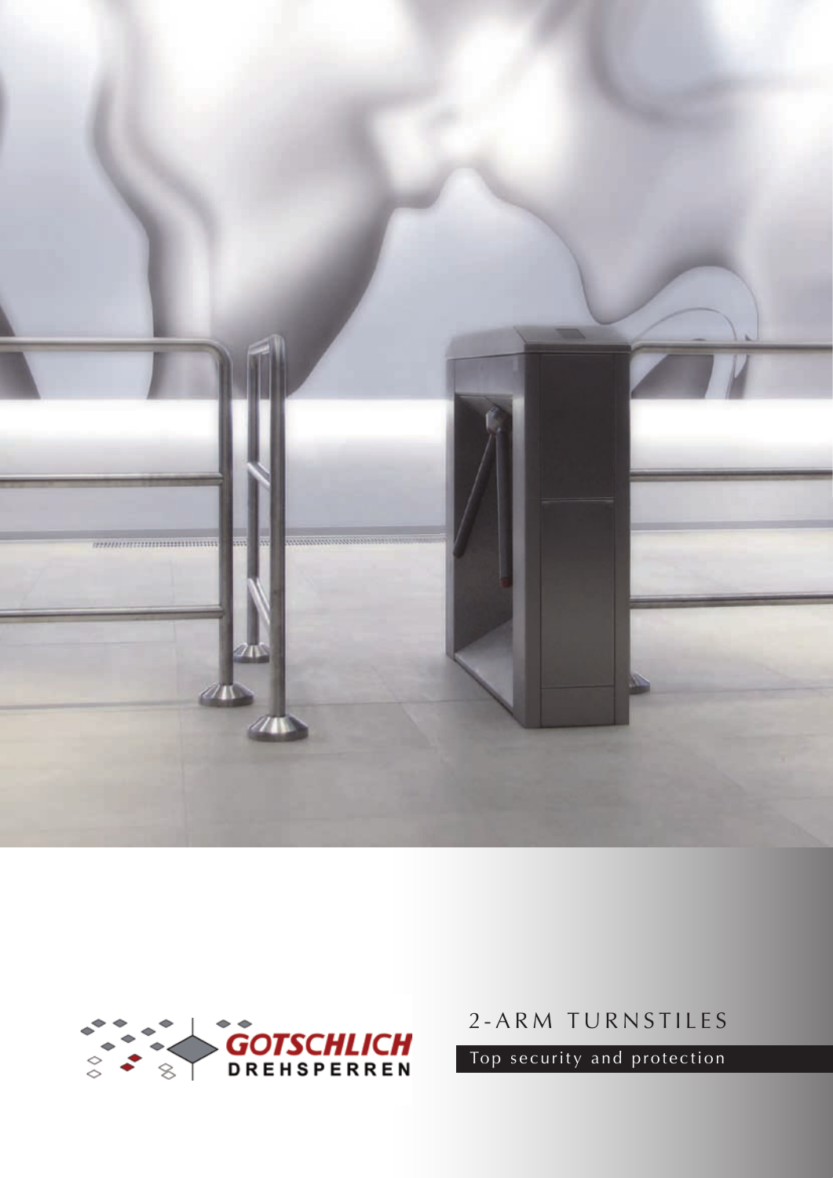GOTSCHLICH
DREHSPERREN

# 2-ARM TURNSTILES

Top security and protection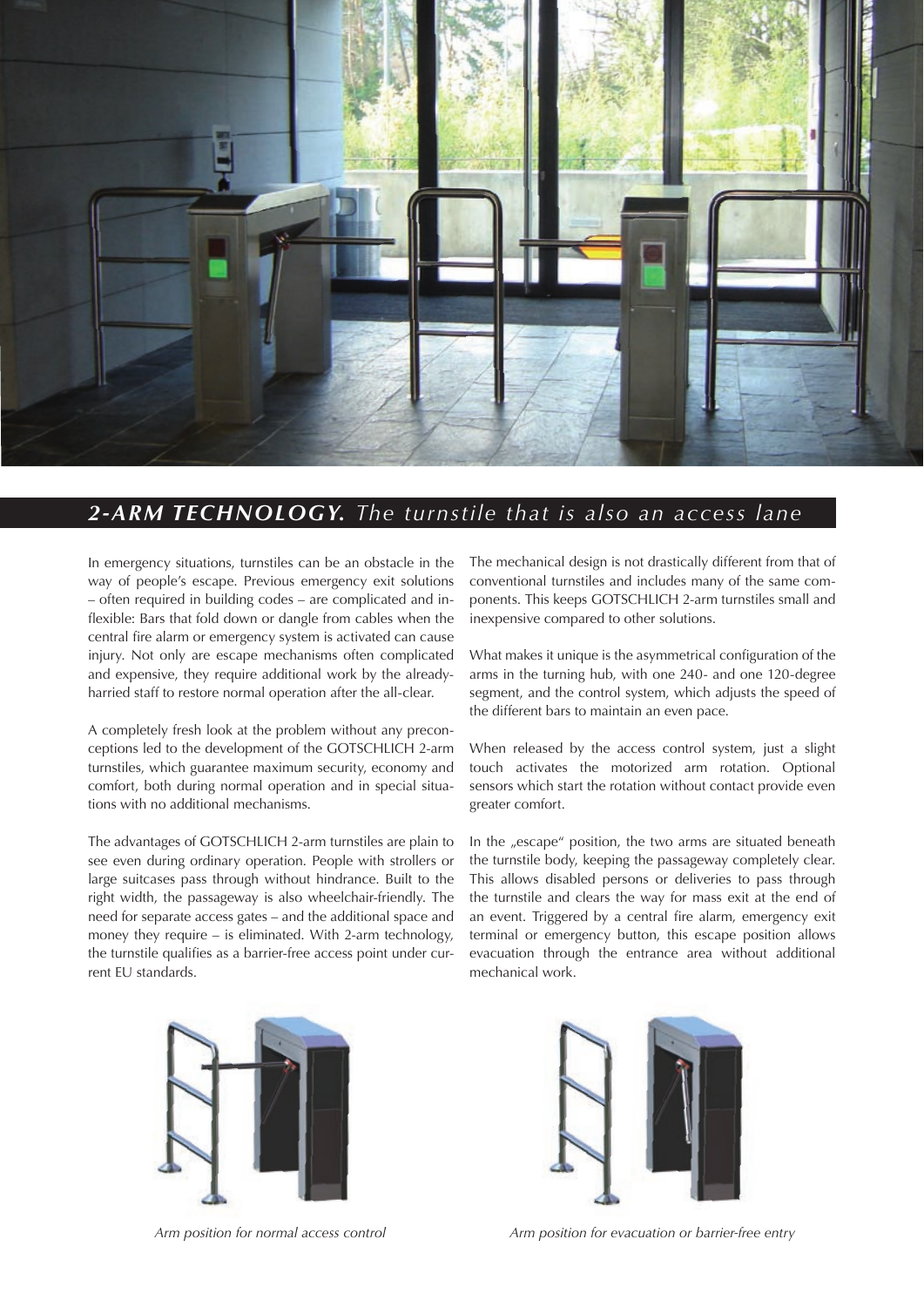## ***2-ARM TECHNOLOGY.*** *The turnstile that is also an access lane*

In emergency situations, turnstiles can be an obstacle in the way of people's escape. Previous emergency exit solutions – often required in building codes – are complicated and inflexible: Bars that fold down or dangle from cables when the central fire alarm or emergency system is activated can cause injury. Not only are escape mechanisms often complicated and expensive, they require additional work by the already-harried staff to restore normal operation after the all-clear.

A completely fresh look at the problem without any preconceptions led to the development of the GOTSCHLICH 2-arm turnstiles, which guarantee maximum security, economy and comfort, both during normal operation and in special situations with no additional mechanisms.

The advantages of GOTSCHLICH 2-arm turnstiles are plain to see even during ordinary operation. People with strollers or large suitcases pass through without hindrance. Built to the right width, the passageway is also wheelchair-friendly. The need for separate access gates – and the additional space and money they require – is eliminated. With 2-arm technology, the turnstile qualifies as a barrier-free access point under current EU standards.

The mechanical design is not drastically different from that of conventional turnstiles and includes many of the same components. This keeps GOTSCHLICH 2-arm turnstiles small and inexpensive compared to other solutions.

What makes it unique is the asymmetrical configuration of the arms in the turning hub, with one 240- and one 120-degree segment, and the control system, which adjusts the speed of the different bars to maintain an even pace.

When released by the access control system, just a slight touch activates the motorized arm rotation. Optional sensors which start the rotation without contact provide even greater comfort.

In the „escape" position, the two arms are situated beneath the turnstile body, keeping the passageway completely clear. This allows disabled persons or deliveries to pass through the turnstile and clears the way for mass exit at the end of an event. Triggered by a central fire alarm, emergency exit terminal or emergency button, this escape position allows evacuation through the entrance area without additional mechanical work.

*Arm position for normal access control*

*Arm position for evacuation or barrier-free entry*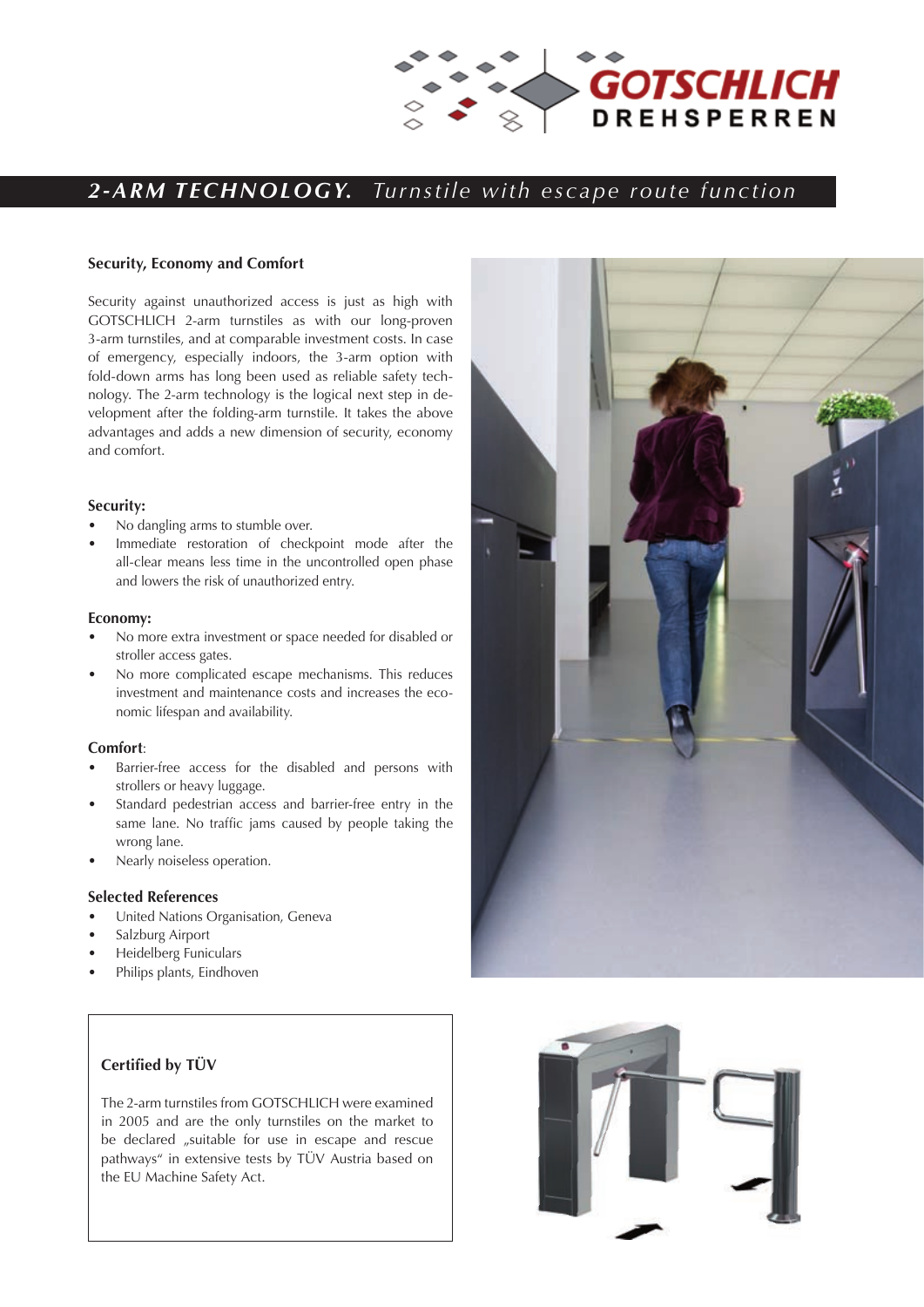GOTSCHLICH DREHSPERREN

# 2-ARM TECHNOLOGY. *Turnstile with escape route function*

### Security, Economy and Comfort

Security against unauthorized access is just as high with GOTSCHLICH 2-arm turnstiles as with our long-proven 3-arm turnstiles, and at comparable investment costs. In case of emergency, especially indoors, the 3-arm option with fold-down arms has long been used as reliable safety technology. The 2-arm technology is the logical next step in development after the folding-arm turnstile. It takes the above advantages and adds a new dimension of security, economy and comfort.

### Security:

- No dangling arms to stumble over.
- Immediate restoration of checkpoint mode after the all-clear means less time in the uncontrolled open phase and lowers the risk of unauthorized entry.

### Economy:

- No more extra investment or space needed for disabled or stroller access gates.
- No more complicated escape mechanisms. This reduces investment and maintenance costs and increases the economic lifespan and availability.

### Comfort:

- Barrier-free access for the disabled and persons with strollers or heavy luggage.
- Standard pedestrian access and barrier-free entry in the same lane. No traffic jams caused by people taking the wrong lane.
- Nearly noiseless operation.

### Selected References

- United Nations Organisation, Geneva
- Salzburg Airport
- Heidelberg Funiculars
- Philips plants, Eindhoven

### Certified by TÜV

The 2-arm turnstiles from GOTSCHLICH were examined in 2005 and are the only turnstiles on the market to be declared „suitable for use in escape and rescue pathways“ in extensive tests by TÜV Austria based on the EU Machine Safety Act.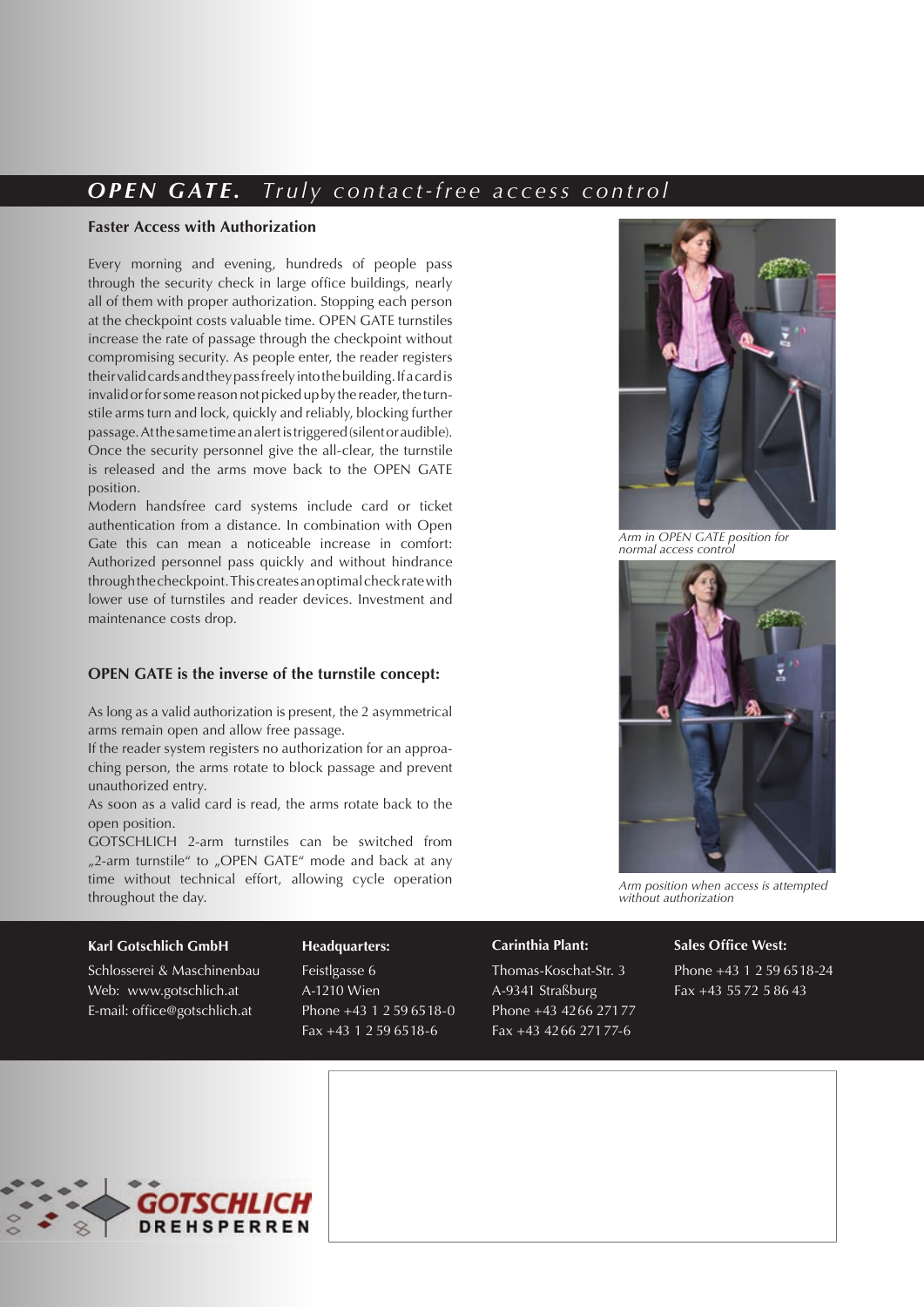# OPEN GATE. *Truly contact-free access control*

### Faster Access with Authorization

Every morning and evening, hundreds of people pass through the security check in large office buildings, nearly all of them with proper authorization. Stopping each person at the checkpoint costs valuable time. OPEN GATE turnstiles increase the rate of passage through the checkpoint without compromising security. As people enter, the reader registers their valid cards and they pass freely into the building. If a card is invalid or for some reason not picked up by the reader, the turnstile arms turn and lock, quickly and reliably, blocking further passage. At the same time an alert is triggered (silent or audible). Once the security personnel give the all-clear, the turnstile is released and the arms move back to the OPEN GATE position.

Modern handsfree card systems include card or ticket authentication from a distance. In combination with Open Gate this can mean a noticeable increase in comfort: Authorized personnel pass quickly and without hindrance through the checkpoint. This creates an optimal check rate with lower use of turnstiles and reader devices. Investment and maintenance costs drop.

### OPEN GATE is the inverse of the turnstile concept:

As long as a valid authorization is present, the 2 asymmetrical arms remain open and allow free passage.

If the reader system registers no authorization for an approaching person, the arms rotate to block passage and prevent unauthorized entry.

As soon as a valid card is read, the arms rotate back to the open position.

GOTSCHLICH 2-arm turnstiles can be switched from „2-arm turnstile" to „OPEN GATE" mode and back at any time without technical effort, allowing cycle operation throughout the day.

*Arm in OPEN GATE position for normal access control*

*Arm position when access is attempted without authorization*

**Karl Gotschlich GmbH**
Schlosserei & Maschinenbau
Web: www.gotschlich.at
E-mail: office@gotschlich.at

**Headquarters:**
Feistlgasse 6
A-1210 Wien
Phone +43 1 2 59 6518-0
Fax +43 1 2 59 6518-6

**Carinthia Plant:**
Thomas-Koschat-Str. 3
A-9341 Straßburg
Phone +43 4266 27177
Fax +43 4266 27177-6

**Sales Office West:**
Phone +43 1 2 59 6518-24
Fax +43 55 72 5 86 43

GOTSCHLICH DREHSPERREN